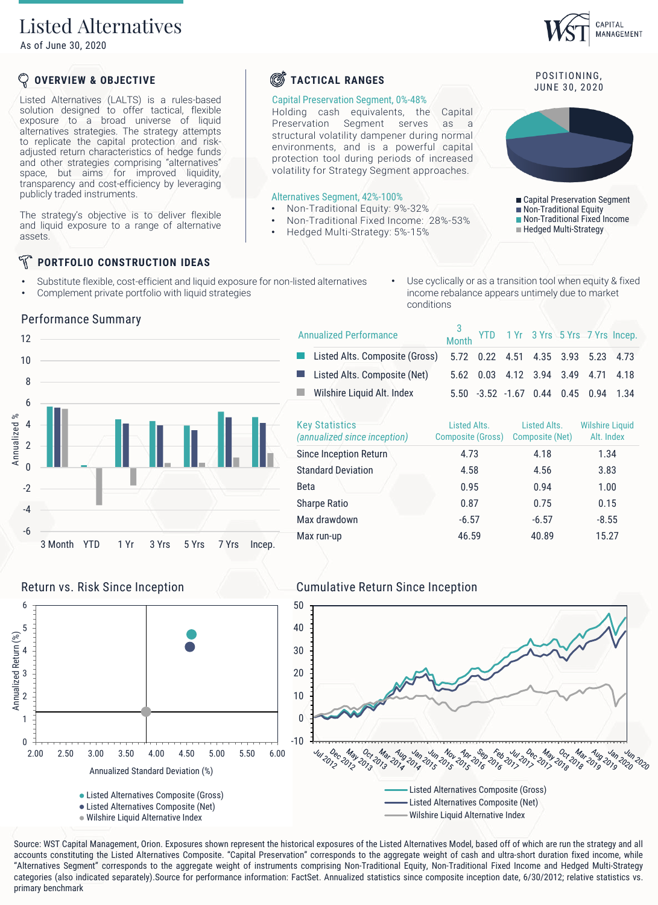# Listed Alternatives

As of June 30, 2020

WST CAPITAL MANAGEMENT

## OVERVIEW & OBJECTIVE

Listed Alternatives (LALTS) is a rules-based solution designed to offer tactical, flexible exposure to a broad universe of liquid alternatives strategies. The strategy attempts to replicate the capital protection and risk-adjusted return characteristics of hedge funds and other strategies comprising "alternatives" space, but aims for improved liquidity, transparency and cost-efficiency by leveraging publicly traded instruments.

The strategy's objective is to deliver flexible and liquid exposure to a range of alternative assets.

## TACTICAL RANGES

**Capital Preservation Segment, 0%-48%**

Holding cash equivalents, the Capital Preservation Segment serves as a structural volatility dampener during normal environments, and is a powerful capital protection tool during periods of increased volatility for Strategy Segment approaches.

**Alternatives Segment, 42%-100%**

- Non-Traditional Equity: 9%-32%
- Non-Traditional Fixed Income: 28%-53%
- Hedged Multi-Strategy: 5%-15%

### POSITIONING, JUNE 30, 2020

- Capital Preservation Segment
- Non-Traditional Equity
- Non-Traditional Fixed Income
- Hedged Multi-Strategy

## PORTFOLIO CONSTRUCTION IDEAS

- Substitute flexible, cost-efficient and liquid exposure for non-listed alternatives
- Complement private portfolio with liquid strategies
- Use cyclically or as a transition tool when equity & fixed income rebalance appears untimely due to market conditions

## Performance Summary

| Annualized Performance | 3 Month | YTD | 1 Yr | 3 Yrs | 5 Yrs | 7 Yrs | Incep. |
|---|---|---|---|---|---|---|---|
| Listed Alts. Composite (Gross) | 5.72 | 0.22 | 4.51 | 4.35 | 3.93 | 5.23 | 4.73 |
| Listed Alts. Composite (Net) | 5.62 | 0.03 | 4.12 | 3.94 | 3.49 | 4.71 | 4.18 |
| Wilshire Liquid Alt. Index | 5.50 | -3.52 | -1.67 | 0.44 | 0.45 | 0.94 | 1.34 |

| Key Statistics *(annualized since inception)* | Listed Alts. Composite (Gross) | Listed Alts. Composite (Net) | Wilshire Liquid Alt. Index |
|---|---|---|---|
| Since Inception Return | 4.73 | 4.18 | 1.34 |
| Standard Deviation | 4.58 | 4.56 | 3.83 |
| Beta | 0.95 | 0.94 | 1.00 |
| Sharpe Ratio | 0.87 | 0.75 | 0.15 |
| Max drawdown | -6.57 | -6.57 | -8.55 |
| Max run-up | 46.59 | 40.89 | 15.27 |

## Return vs. Risk Since Inception

- Listed Alternatives Composite (Gross)
- Listed Alternatives Composite (Net)
- Wilshire Liquid Alternative Index

## Cumulative Return Since Inception

- Listed Alternatives Composite (Gross)
- Listed Alternatives Composite (Net)
- Wilshire Liquid Alternative Index

Source: WST Capital Management, Orion. Exposures shown represent the historical exposures of the Listed Alternatives Model, based off of which are run the strategy and all accounts constituting the Listed Alternatives Composite. "Capital Preservation" corresponds to the aggregate weight of cash and ultra-short duration fixed income, while "Alternatives Segment" corresponds to the aggregate weight of instruments comprising Non-Traditional Equity, Non-Traditional Fixed Income and Hedged Multi-Strategy categories (also indicated separately).Source for performance information: FactSet. Annualized statistics since composite inception date, 6/30/2012; relative statistics vs. primary benchmark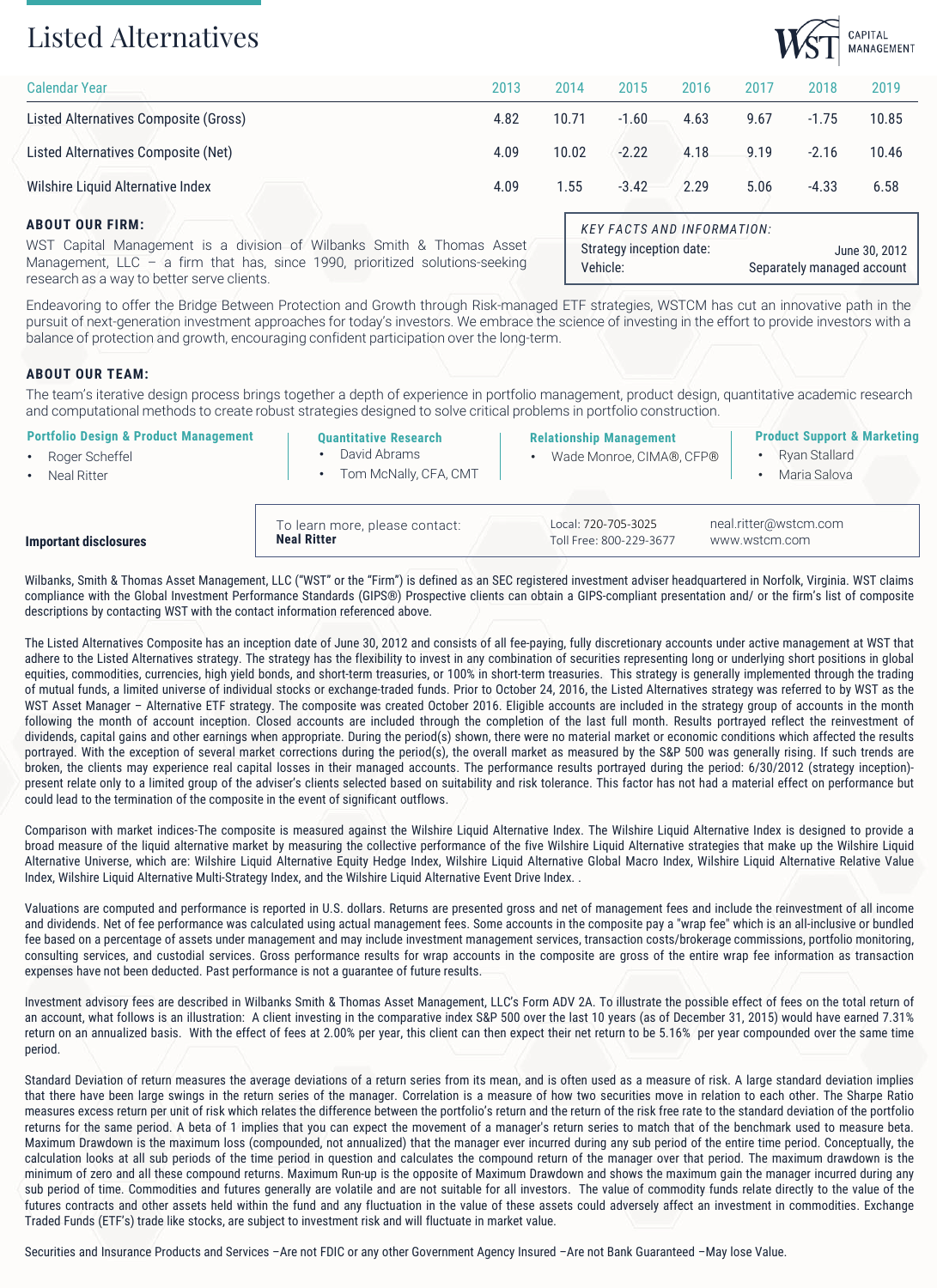# Listed Alternatives

WST CAPITAL MANAGEMENT

| Calendar Year | 2013 | 2014 | 2015 | 2016 | 2017 | 2018 | 2019 |
|---|---|---|---|---|---|---|---|
| Listed Alternatives Composite (Gross) | 4.82 | 10.71 | -1.60 | 4.63 | 9.67 | -1.75 | 10.85 |
| Listed Alternatives Composite (Net) | 4.09 | 10.02 | -2.22 | 4.18 | 9.19 | -2.16 | 10.46 |
| Wilshire Liquid Alternative Index | 4.09 | 1.55 | -3.42 | 2.29 | 5.06 | -4.33 | 6.58 |

**ABOUT OUR FIRM:**

WST Capital Management is a division of Wilbanks Smith & Thomas Asset Management, LLC – a firm that has, since 1990, prioritized solutions-seeking research as a way to better serve clients.

*KEY FACTS AND INFORMATION:*

Strategy inception date: June 30, 2012
Vehicle: Separately managed account

Endeavoring to offer the Bridge Between Protection and Growth through Risk-managed ETF strategies, WSTCM has cut an innovative path in the pursuit of next-generation investment approaches for today's investors. We embrace the science of investing in the effort to provide investors with a balance of protection and growth, encouraging confident participation over the long-term.

**ABOUT OUR TEAM:**

The team's iterative design process brings together a depth of experience in portfolio management, product design, quantitative academic research and computational methods to create robust strategies designed to solve critical problems in portfolio construction.

**Portfolio Design & Product Management**
- Roger Scheffel
- Neal Ritter

**Quantitative Research**
- David Abrams
- Tom McNally, CFA, CMT

**Relationship Management**
- Wade Monroe, CIMA®, CFP®

**Product Support & Marketing**
- Ryan Stallard
- Maria Salova

To learn more, please contact:
**Neal Ritter**
Local: 720-705-3025
Toll Free: 800-229-3677
neal.ritter@wstcm.com
www.wstcm.com

**Important disclosures**

Wilbanks, Smith & Thomas Asset Management, LLC ("WST" or the "Firm") is defined as an SEC registered investment adviser headquartered in Norfolk, Virginia. WST claims compliance with the Global Investment Performance Standards (GIPS®) Prospective clients can obtain a GIPS-compliant presentation and/ or the firm's list of composite descriptions by contacting WST with the contact information referenced above.

The Listed Alternatives Composite has an inception date of June 30, 2012 and consists of all fee-paying, fully discretionary accounts under active management at WST that adhere to the Listed Alternatives strategy. The strategy has the flexibility to invest in any combination of securities representing long or underlying short positions in global equities, commodities, currencies, high yield bonds, and short-term treasuries, or 100% in short-term treasuries. This strategy is generally implemented through the trading of mutual funds, a limited universe of individual stocks or exchange-traded funds. Prior to October 24, 2016, the Listed Alternatives strategy was referred to by WST as the WST Asset Manager – Alternative ETF strategy. The composite was created October 2016. Eligible accounts are included in the strategy group of accounts in the month following the month of account inception. Closed accounts are included through the completion of the last full month. Results portrayed reflect the reinvestment of dividends, capital gains and other earnings when appropriate. During the period(s) shown, there were no material market or economic conditions which affected the results portrayed. With the exception of several market corrections during the period(s), the overall market as measured by the S&P 500 was generally rising. If such trends are broken, the clients may experience real capital losses in their managed accounts. The performance results portrayed during the period: 6/30/2012 (strategy inception)-present relate only to a limited group of the adviser's clients selected based on suitability and risk tolerance. This factor has not had a material effect on performance but could lead to the termination of the composite in the event of significant outflows.

Comparison with market indices-The composite is measured against the Wilshire Liquid Alternative Index. The Wilshire Liquid Alternative Index is designed to provide a broad measure of the liquid alternative market by measuring the collective performance of the five Wilshire Liquid Alternative strategies that make up the Wilshire Liquid Alternative Universe, which are: Wilshire Liquid Alternative Equity Hedge Index, Wilshire Liquid Alternative Global Macro Index, Wilshire Liquid Alternative Relative Value Index, Wilshire Liquid Alternative Multi-Strategy Index, and the Wilshire Liquid Alternative Event Drive Index. .

Valuations are computed and performance is reported in U.S. dollars. Returns are presented gross and net of management fees and include the reinvestment of all income and dividends. Net of fee performance was calculated using actual management fees. Some accounts in the composite pay a "wrap fee" which is an all-inclusive or bundled fee based on a percentage of assets under management and may include investment management services, transaction costs/brokerage commissions, portfolio monitoring, consulting services, and custodial services. Gross performance results for wrap accounts in the composite are gross of the entire wrap fee information as transaction expenses have not been deducted. Past performance is not a guarantee of future results.

Investment advisory fees are described in Wilbanks Smith & Thomas Asset Management, LLC's Form ADV 2A. To illustrate the possible effect of fees on the total return of an account, what follows is an illustration: A client investing in the comparative index S&P 500 over the last 10 years (as of December 31, 2015) would have earned 7.31% return on an annualized basis. With the effect of fees at 2.00% per year, this client can then expect their net return to be 5.16% per year compounded over the same time period.

Standard Deviation of return measures the average deviations of a return series from its mean, and is often used as a measure of risk. A large standard deviation implies that there have been large swings in the return series of the manager. Correlation is a measure of how two securities move in relation to each other. The Sharpe Ratio measures excess return per unit of risk which relates the difference between the portfolio's return and the return of the risk free rate to the standard deviation of the portfolio returns for the same period. A beta of 1 implies that you can expect the movement of a manager's return series to match that of the benchmark used to measure beta. Maximum Drawdown is the maximum loss (compounded, not annualized) that the manager ever incurred during any sub period of the entire time period. Conceptually, the calculation looks at all sub periods of the time period in question and calculates the compound return of the manager over that period. The maximum drawdown is the minimum of zero and all these compound returns. Maximum Run-up is the opposite of Maximum Drawdown and shows the maximum gain the manager incurred during any sub period of time. Commodities and futures generally are volatile and are not suitable for all investors. The value of commodity funds relate directly to the value of the futures contracts and other assets held within the fund and any fluctuation in the value of these assets could adversely affect an investment in commodities. Exchange Traded Funds (ETF's) trade like stocks, are subject to investment risk and will fluctuate in market value.

Securities and Insurance Products and Services –Are not FDIC or any other Government Agency Insured –Are not Bank Guaranteed –May lose Value.